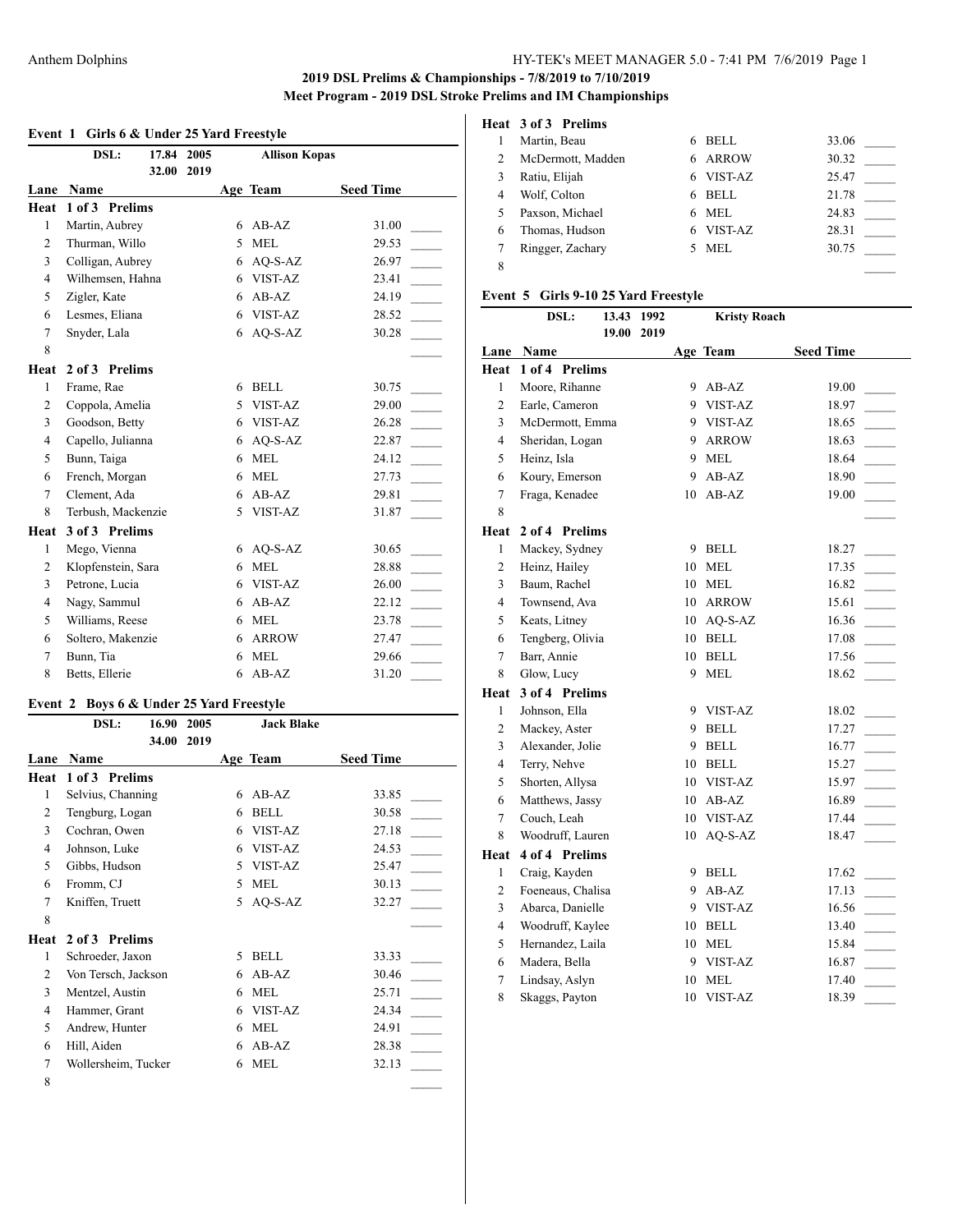**2019 DSL Prelims & Championships - 7/8/2019 to 7/10/2019**

**Meet Program - 2019 DSL Stroke Prelims and IM Championships**

### Event 1 Girls 6 & Under 25 Yard Freestyle

DSL: 17.84 2005 Allison Kopas
32.00 2019

| Lane | Name | Age | Team | Seed Time |
|---|---|---|---|---|
| **Heat 1 of 3 Prelims** | | | | |
| 1 | Martin, Aubrey | 6 | AB-AZ | 31.00 |
| 2 | Thurman, Willo | 5 | MEL | 29.53 |
| 3 | Colligan, Aubrey | 6 | AQ-S-AZ | 26.97 |
| 4 | Wilhemsen, Hahna | 6 | VIST-AZ | 23.41 |
| 5 | Zigler, Kate | 6 | AB-AZ | 24.19 |
| 6 | Lesmes, Eliana | 6 | VIST-AZ | 28.52 |
| 7 | Snyder, Lala | 6 | AQ-S-AZ | 30.28 |
| 8 | | | | |
| **Heat 2 of 3 Prelims** | | | | |
| 1 | Frame, Rae | 6 | BELL | 30.75 |
| 2 | Coppola, Amelia | 5 | VIST-AZ | 29.00 |
| 3 | Goodson, Betty | 6 | VIST-AZ | 26.28 |
| 4 | Capello, Julianna | 6 | AQ-S-AZ | 22.87 |
| 5 | Bunn, Taiga | 6 | MEL | 24.12 |
| 6 | French, Morgan | 6 | MEL | 27.73 |
| 7 | Clement, Ada | 6 | AB-AZ | 29.81 |
| 8 | Terbush, Mackenzie | 5 | VIST-AZ | 31.87 |
| **Heat 3 of 3 Prelims** | | | | |
| 1 | Mego, Vienna | 6 | AQ-S-AZ | 30.65 |
| 2 | Klopfenstein, Sara | 6 | MEL | 28.88 |
| 3 | Petrone, Lucia | 6 | VIST-AZ | 26.00 |
| 4 | Nagy, Sammul | 6 | AB-AZ | 22.12 |
| 5 | Williams, Reese | 6 | MEL | 23.78 |
| 6 | Soltero, Makenzie | 6 | ARROW | 27.47 |
| 7 | Bunn, Tia | 6 | MEL | 29.66 |
| 8 | Betts, Ellerie | 6 | AB-AZ | 31.20 |

### Event 2 Boys 6 & Under 25 Yard Freestyle

DSL: 16.90 2005 Jack Blake
34.00 2019

| Lane | Name | Age | Team | Seed Time |
|---|---|---|---|---|
| **Heat 1 of 3 Prelims** | | | | |
| 1 | Selvius, Channing | 6 | AB-AZ | 33.85 |
| 2 | Tengburg, Logan | 6 | BELL | 30.58 |
| 3 | Cochran, Owen | 6 | VIST-AZ | 27.18 |
| 4 | Johnson, Luke | 6 | VIST-AZ | 24.53 |
| 5 | Gibbs, Hudson | 5 | VIST-AZ | 25.47 |
| 6 | Fromm, CJ | 5 | MEL | 30.13 |
| 7 | Kniffen, Truett | 5 | AQ-S-AZ | 32.27 |
| 8 | | | | |
| **Heat 2 of 3 Prelims** | | | | |
| 1 | Schroeder, Jaxon | 5 | BELL | 33.33 |
| 2 | Von Tersch, Jackson | 6 | AB-AZ | 30.46 |
| 3 | Mentzel, Austin | 6 | MEL | 25.71 |
| 4 | Hammer, Grant | 6 | VIST-AZ | 24.34 |
| 5 | Andrew, Hunter | 6 | MEL | 24.91 |
| 6 | Hill, Aiden | 6 | AB-AZ | 28.38 |
| 7 | Wollersheim, Tucker | 6 | MEL | 32.13 |
| 8 | | | | |
| **Heat 3 of 3 Prelims** | | | | |
| 1 | Martin, Beau | 6 | BELL | 33.06 |
| 2 | McDermott, Madden | 6 | ARROW | 30.32 |
| 3 | Ratiu, Elijah | 6 | VIST-AZ | 25.47 |
| 4 | Wolf, Colton | 6 | BELL | 21.78 |
| 5 | Paxson, Michael | 6 | MEL | 24.83 |
| 6 | Thomas, Hudson | 6 | VIST-AZ | 28.31 |
| 7 | Ringger, Zachary | 5 | MEL | 30.75 |
| 8 | | | | |

### Event 5 Girls 9-10 25 Yard Freestyle

DSL: 13.43 1992 Kristy Roach
19.00 2019

| Lane | Name | Age | Team | Seed Time |
|---|---|---|---|---|
| **Heat 1 of 4 Prelims** | | | | |
| 1 | Moore, Rihanne | 9 | AB-AZ | 19.00 |
| 2 | Earle, Cameron | 9 | VIST-AZ | 18.97 |
| 3 | McDermott, Emma | 9 | VIST-AZ | 18.65 |
| 4 | Sheridan, Logan | 9 | ARROW | 18.63 |
| 5 | Heinz, Isla | 9 | MEL | 18.64 |
| 6 | Koury, Emerson | 9 | AB-AZ | 18.90 |
| 7 | Fraga, Kenadee | 10 | AB-AZ | 19.00 |
| 8 | | | | |
| **Heat 2 of 4 Prelims** | | | | |
| 1 | Mackey, Sydney | 9 | BELL | 18.27 |
| 2 | Heinz, Hailey | 10 | MEL | 17.35 |
| 3 | Baum, Rachel | 10 | MEL | 16.82 |
| 4 | Townsend, Ava | 10 | ARROW | 15.61 |
| 5 | Keats, Litney | 10 | AQ-S-AZ | 16.36 |
| 6 | Tengberg, Olivia | 10 | BELL | 17.08 |
| 7 | Barr, Annie | 10 | BELL | 17.56 |
| 8 | Glow, Lucy | 9 | MEL | 18.62 |
| **Heat 3 of 4 Prelims** | | | | |
| 1 | Johnson, Ella | 9 | VIST-AZ | 18.02 |
| 2 | Mackey, Aster | 9 | BELL | 17.27 |
| 3 | Alexander, Jolie | 9 | BELL | 16.77 |
| 4 | Terry, Nehve | 10 | BELL | 15.27 |
| 5 | Shorten, Allysa | 10 | VIST-AZ | 15.97 |
| 6 | Matthews, Jassy | 10 | AB-AZ | 16.89 |
| 7 | Couch, Leah | 10 | VIST-AZ | 17.44 |
| 8 | Woodruff, Lauren | 10 | AQ-S-AZ | 18.47 |
| **Heat 4 of 4 Prelims** | | | | |
| 1 | Craig, Kayden | 9 | BELL | 17.62 |
| 2 | Foeneaus, Chalisa | 9 | AB-AZ | 17.13 |
| 3 | Abarca, Danielle | 9 | VIST-AZ | 16.56 |
| 4 | Woodruff, Kaylee | 10 | BELL | 13.40 |
| 5 | Hernandez, Laila | 10 | MEL | 15.84 |
| 6 | Madera, Bella | 9 | VIST-AZ | 16.87 |
| 7 | Lindsay, Aslyn | 10 | MEL | 17.40 |
| 8 | Skaggs, Payton | 10 | VIST-AZ | 18.39 |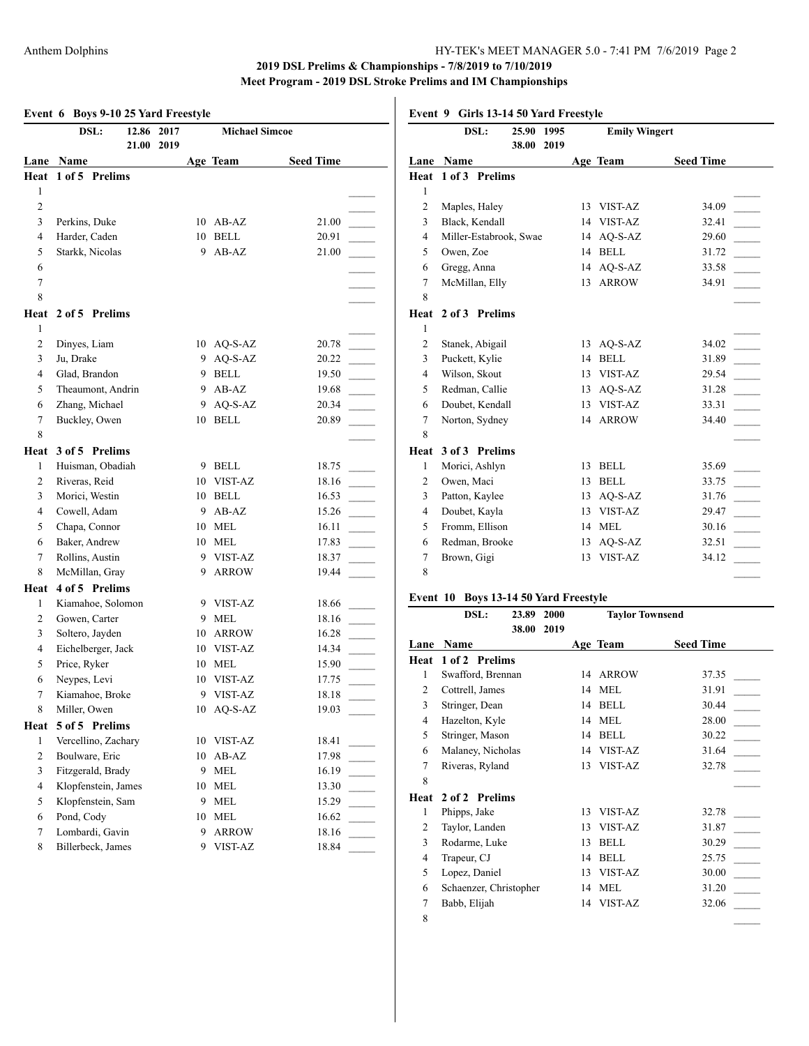**2019 DSL Prelims & Championships - 7/8/2019 to 7/10/2019**

**Meet Program - 2019 DSL Stroke Prelims and IM Championships**

### Event 6 Boys 9-10 25 Yard Freestyle

DSL: 12.86 2017 Michael Simcoe
21.00 2019

| Lane | Name | Age | Team | Seed Time |
|---|---|---|---|---|
| **Heat 1 of 5 Prelims** | | | | |
| 1 | | | | |
| 2 | | | | |
| 3 | Perkins, Duke | 10 | AB-AZ | 21.00 |
| 4 | Harder, Caden | 10 | BELL | 20.91 |
| 5 | Starkk, Nicolas | 9 | AB-AZ | 21.00 |
| 6 | | | | |
| 7 | | | | |
| 8 | | | | |
| **Heat 2 of 5 Prelims** | | | | |
| 1 | | | | |
| 2 | Dinyes, Liam | 10 | AQ-S-AZ | 20.78 |
| 3 | Ju, Drake | 9 | AQ-S-AZ | 20.22 |
| 4 | Glad, Brandon | 9 | BELL | 19.50 |
| 5 | Theaumont, Andrin | 9 | AB-AZ | 19.68 |
| 6 | Zhang, Michael | 9 | AQ-S-AZ | 20.34 |
| 7 | Buckley, Owen | 10 | BELL | 20.89 |
| 8 | | | | |
| **Heat 3 of 5 Prelims** | | | | |
| 1 | Huisman, Obadiah | 9 | BELL | 18.75 |
| 2 | Riveras, Reid | 10 | VIST-AZ | 18.16 |
| 3 | Morici, Westin | 10 | BELL | 16.53 |
| 4 | Cowell, Adam | 9 | AB-AZ | 15.26 |
| 5 | Chapa, Connor | 10 | MEL | 16.11 |
| 6 | Baker, Andrew | 10 | MEL | 17.83 |
| 7 | Rollins, Austin | 9 | VIST-AZ | 18.37 |
| 8 | McMillan, Gray | 9 | ARROW | 19.44 |
| **Heat 4 of 5 Prelims** | | | | |
| 1 | Kiamahoe, Solomon | 9 | VIST-AZ | 18.66 |
| 2 | Gowen, Carter | 9 | MEL | 18.16 |
| 3 | Soltero, Jayden | 10 | ARROW | 16.28 |
| 4 | Eichelberger, Jack | 10 | VIST-AZ | 14.34 |
| 5 | Price, Ryker | 10 | MEL | 15.90 |
| 6 | Neypes, Levi | 10 | VIST-AZ | 17.75 |
| 7 | Kiamahoe, Broke | 9 | VIST-AZ | 18.18 |
| 8 | Miller, Owen | 10 | AQ-S-AZ | 19.03 |
| **Heat 5 of 5 Prelims** | | | | |
| 1 | Vercellino, Zachary | 10 | VIST-AZ | 18.41 |
| 2 | Boulware, Eric | 10 | AB-AZ | 17.98 |
| 3 | Fitzgerald, Brady | 9 | MEL | 16.19 |
| 4 | Klopfenstein, James | 10 | MEL | 13.30 |
| 5 | Klopfenstein, Sam | 9 | MEL | 15.29 |
| 6 | Pond, Cody | 10 | MEL | 16.62 |
| 7 | Lombardi, Gavin | 9 | ARROW | 18.16 |
| 8 | Billerbeck, James | 9 | VIST-AZ | 18.84 |

### Event 9 Girls 13-14 50 Yard Freestyle

DSL: 25.90 1995 Emily Wingert
38.00 2019

| Lane | Name | Age | Team | Seed Time |
|---|---|---|---|---|
| **Heat 1 of 3 Prelims** | | | | |
| 1 | | | | |
| 2 | Maples, Haley | 13 | VIST-AZ | 34.09 |
| 3 | Black, Kendall | 14 | VIST-AZ | 32.41 |
| 4 | Miller-Estabrook, Swae | 14 | AQ-S-AZ | 29.60 |
| 5 | Owen, Zoe | 14 | BELL | 31.72 |
| 6 | Gregg, Anna | 14 | AQ-S-AZ | 33.58 |
| 7 | McMillan, Elly | 13 | ARROW | 34.91 |
| 8 | | | | |
| **Heat 2 of 3 Prelims** | | | | |
| 1 | | | | |
| 2 | Stanek, Abigail | 13 | AQ-S-AZ | 34.02 |
| 3 | Puckett, Kylie | 14 | BELL | 31.89 |
| 4 | Wilson, Skout | 13 | VIST-AZ | 29.54 |
| 5 | Redman, Callie | 13 | AQ-S-AZ | 31.28 |
| 6 | Doubet, Kendall | 13 | VIST-AZ | 33.31 |
| 7 | Norton, Sydney | 14 | ARROW | 34.40 |
| 8 | | | | |
| **Heat 3 of 3 Prelims** | | | | |
| 1 | Morici, Ashlyn | 13 | BELL | 35.69 |
| 2 | Owen, Maci | 13 | BELL | 33.75 |
| 3 | Patton, Kaylee | 13 | AQ-S-AZ | 31.76 |
| 4 | Doubet, Kayla | 13 | VIST-AZ | 29.47 |
| 5 | Fromm, Ellison | 14 | MEL | 30.16 |
| 6 | Redman, Brooke | 13 | AQ-S-AZ | 32.51 |
| 7 | Brown, Gigi | 13 | VIST-AZ | 34.12 |
| 8 | | | | |

### Event 10 Boys 13-14 50 Yard Freestyle

DSL: 23.89 2000 Taylor Townsend
38.00 2019

| Lane | Name | Age | Team | Seed Time |
|---|---|---|---|---|
| **Heat 1 of 2 Prelims** | | | | |
| 1 | Swafford, Brennan | 14 | ARROW | 37.35 |
| 2 | Cottrell, James | 14 | MEL | 31.91 |
| 3 | Stringer, Dean | 14 | BELL | 30.44 |
| 4 | Hazelton, Kyle | 14 | MEL | 28.00 |
| 5 | Stringer, Mason | 14 | BELL | 30.22 |
| 6 | Malaney, Nicholas | 14 | VIST-AZ | 31.64 |
| 7 | Riveras, Ryland | 13 | VIST-AZ | 32.78 |
| 8 | | | | |
| **Heat 2 of 2 Prelims** | | | | |
| 1 | Phipps, Jake | 13 | VIST-AZ | 32.78 |
| 2 | Taylor, Landen | 13 | VIST-AZ | 31.87 |
| 3 | Rodarme, Luke | 13 | BELL | 30.29 |
| 4 | Trapeur, CJ | 14 | BELL | 25.75 |
| 5 | Lopez, Daniel | 13 | VIST-AZ | 30.00 |
| 6 | Schaenzer, Christopher | 14 | MEL | 31.20 |
| 7 | Babb, Elijah | 14 | VIST-AZ | 32.06 |
| 8 | | | | |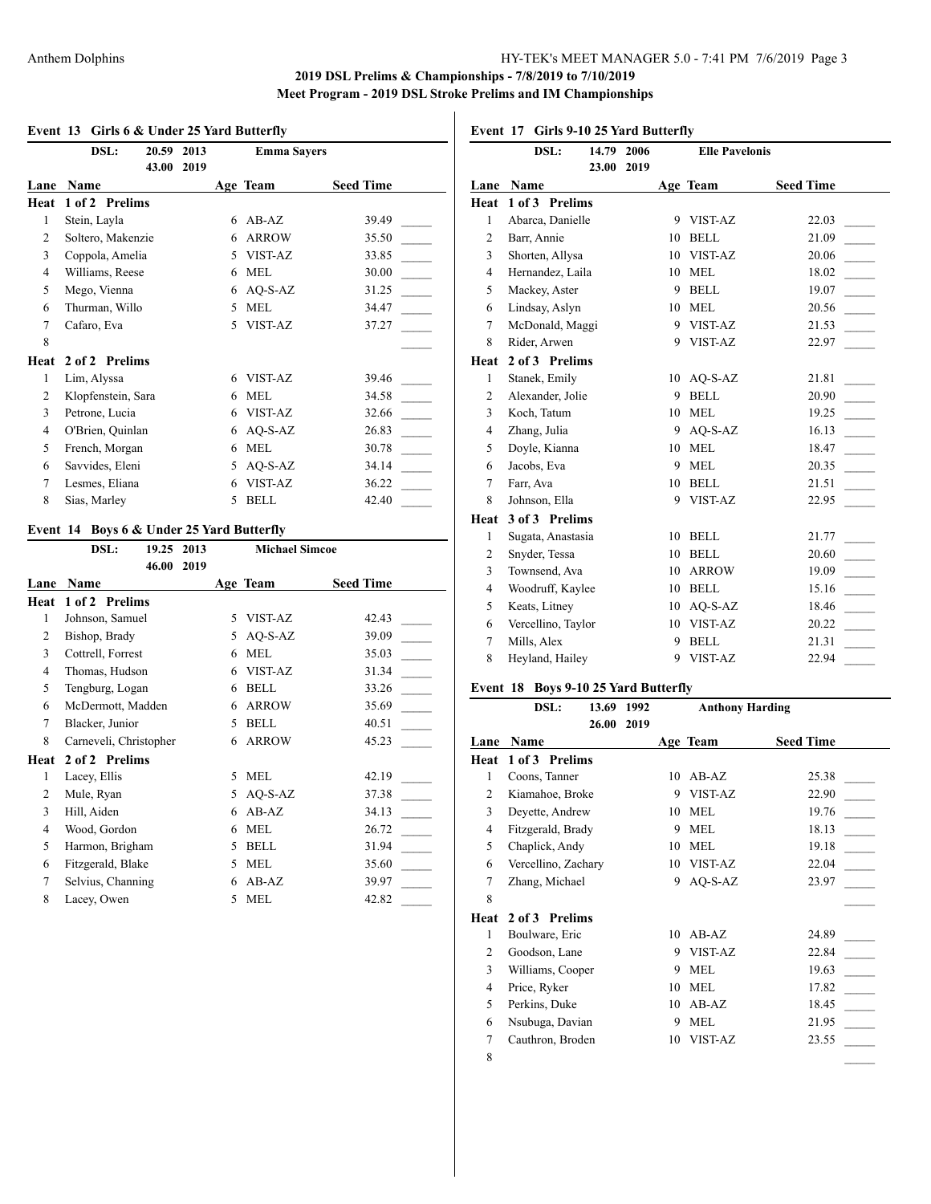## 2019 DSL Prelims & Championships - 7/8/2019 to 7/10/2019

### Meet Program - 2019 DSL Stroke Prelims and IM Championships

#### Event 13 Girls 6 & Under 25 Yard Butterfly

DSL: 20.59 2013 Emma Sayers
43.00 2019

| Lane | Name | Age | Team | Seed Time |
|---|---|---|---|---|
| **Heat 1 of 2 Prelims** | | | | |
| 1 | Stein, Layla | 6 | AB-AZ | 39.49 |
| 2 | Soltero, Makenzie | 6 | ARROW | 35.50 |
| 3 | Coppola, Amelia | 5 | VIST-AZ | 33.85 |
| 4 | Williams, Reese | 6 | MEL | 30.00 |
| 5 | Mego, Vienna | 6 | AQ-S-AZ | 31.25 |
| 6 | Thurman, Willo | 5 | MEL | 34.47 |
| 7 | Cafaro, Eva | 5 | VIST-AZ | 37.27 |
| 8 | | | | |
| **Heat 2 of 2 Prelims** | | | | |
| 1 | Lim, Alyssa | 6 | VIST-AZ | 39.46 |
| 2 | Klopfenstein, Sara | 6 | MEL | 34.58 |
| 3 | Petrone, Lucia | 6 | VIST-AZ | 32.66 |
| 4 | O'Brien, Quinlan | 6 | AQ-S-AZ | 26.83 |
| 5 | French, Morgan | 6 | MEL | 30.78 |
| 6 | Savvides, Eleni | 5 | AQ-S-AZ | 34.14 |
| 7 | Lesmes, Eliana | 6 | VIST-AZ | 36.22 |
| 8 | Sias, Marley | 5 | BELL | 42.40 |

#### Event 14 Boys 6 & Under 25 Yard Butterfly

DSL: 19.25 2013 Michael Simcoe
46.00 2019

| Lane | Name | Age | Team | Seed Time |
|---|---|---|---|---|
| **Heat 1 of 2 Prelims** | | | | |
| 1 | Johnson, Samuel | 5 | VIST-AZ | 42.43 |
| 2 | Bishop, Brady | 5 | AQ-S-AZ | 39.09 |
| 3 | Cottrell, Forrest | 6 | MEL | 35.03 |
| 4 | Thomas, Hudson | 6 | VIST-AZ | 31.34 |
| 5 | Tengburg, Logan | 6 | BELL | 33.26 |
| 6 | McDermott, Madden | 6 | ARROW | 35.69 |
| 7 | Blacker, Junior | 5 | BELL | 40.51 |
| 8 | Carneveli, Christopher | 6 | ARROW | 45.23 |
| **Heat 2 of 2 Prelims** | | | | |
| 1 | Lacey, Ellis | 5 | MEL | 42.19 |
| 2 | Mule, Ryan | 5 | AQ-S-AZ | 37.38 |
| 3 | Hill, Aiden | 6 | AB-AZ | 34.13 |
| 4 | Wood, Gordon | 6 | MEL | 26.72 |
| 5 | Harmon, Brigham | 5 | BELL | 31.94 |
| 6 | Fitzgerald, Blake | 5 | MEL | 35.60 |
| 7 | Selvius, Channing | 6 | AB-AZ | 39.97 |
| 8 | Lacey, Owen | 5 | MEL | 42.82 |

#### Event 17 Girls 9-10 25 Yard Butterfly

DSL: 14.79 2006 Elle Pavelonis
23.00 2019

| Lane | Name | Age | Team | Seed Time |
|---|---|---|---|---|
| **Heat 1 of 3 Prelims** | | | | |
| 1 | Abarca, Danielle | 9 | VIST-AZ | 22.03 |
| 2 | Barr, Annie | 10 | BELL | 21.09 |
| 3 | Shorten, Allysa | 10 | VIST-AZ | 20.06 |
| 4 | Hernandez, Laila | 10 | MEL | 18.02 |
| 5 | Mackey, Aster | 9 | BELL | 19.07 |
| 6 | Lindsay, Aslyn | 10 | MEL | 20.56 |
| 7 | McDonald, Maggi | 9 | VIST-AZ | 21.53 |
| 8 | Rider, Arwen | 9 | VIST-AZ | 22.97 |
| **Heat 2 of 3 Prelims** | | | | |
| 1 | Stanek, Emily | 10 | AQ-S-AZ | 21.81 |
| 2 | Alexander, Jolie | 9 | BELL | 20.90 |
| 3 | Koch, Tatum | 10 | MEL | 19.25 |
| 4 | Zhang, Julia | 9 | AQ-S-AZ | 16.13 |
| 5 | Doyle, Kianna | 10 | MEL | 18.47 |
| 6 | Jacobs, Eva | 9 | MEL | 20.35 |
| 7 | Farr, Ava | 10 | BELL | 21.51 |
| 8 | Johnson, Ella | 9 | VIST-AZ | 22.95 |
| **Heat 3 of 3 Prelims** | | | | |
| 1 | Sugata, Anastasia | 10 | BELL | 21.77 |
| 2 | Snyder, Tessa | 10 | BELL | 20.60 |
| 3 | Townsend, Ava | 10 | ARROW | 19.09 |
| 4 | Woodruff, Kaylee | 10 | BELL | 15.16 |
| 5 | Keats, Litney | 10 | AQ-S-AZ | 18.46 |
| 6 | Vercellino, Taylor | 10 | VIST-AZ | 20.22 |
| 7 | Mills, Alex | 9 | BELL | 21.31 |
| 8 | Heyland, Hailey | 9 | VIST-AZ | 22.94 |

#### Event 18 Boys 9-10 25 Yard Butterfly

DSL: 13.69 1992 Anthony Harding
26.00 2019

| Lane | Name | Age | Team | Seed Time |
|---|---|---|---|---|
| **Heat 1 of 3 Prelims** | | | | |
| 1 | Coons, Tanner | 10 | AB-AZ | 25.38 |
| 2 | Kiamahoe, Broke | 9 | VIST-AZ | 22.90 |
| 3 | Deyette, Andrew | 10 | MEL | 19.76 |
| 4 | Fitzgerald, Brady | 9 | MEL | 18.13 |
| 5 | Chaplick, Andy | 10 | MEL | 19.18 |
| 6 | Vercellino, Zachary | 10 | VIST-AZ | 22.04 |
| 7 | Zhang, Michael | 9 | AQ-S-AZ | 23.97 |
| 8 | | | | |
| **Heat 2 of 3 Prelims** | | | | |
| 1 | Boulware, Eric | 10 | AB-AZ | 24.89 |
| 2 | Goodson, Lane | 9 | VIST-AZ | 22.84 |
| 3 | Williams, Cooper | 9 | MEL | 19.63 |
| 4 | Price, Ryker | 10 | MEL | 17.82 |
| 5 | Perkins, Duke | 10 | AB-AZ | 18.45 |
| 6 | Nsubuga, Davian | 9 | MEL | 21.95 |
| 7 | Cauthron, Broden | 10 | VIST-AZ | 23.55 |
| 8 | | | | |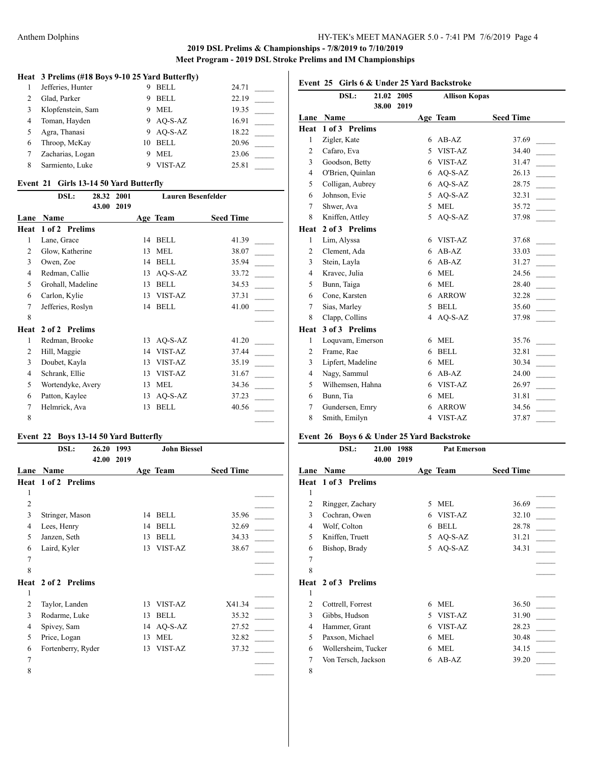**2019 DSL Prelims & Championships - 7/8/2019 to 7/10/2019**

**Meet Program - 2019 DSL Stroke Prelims and IM Championships**

### Heat 3 Prelims (#18 Boys 9-10 25 Yard Butterfly)

| Lane | Name | Age | Team | Seed Time |
|---|---|---|---|---|
| 1 | Jefferies, Hunter | 9 | BELL | 24.71 |
| 2 | Glad, Parker | 9 | BELL | 22.19 |
| 3 | Klopfenstein, Sam | 9 | MEL | 19.35 |
| 4 | Toman, Hayden | 9 | AQ-S-AZ | 16.91 |
| 5 | Agra, Thanasi | 9 | AQ-S-AZ | 18.22 |
| 6 | Throop, McKay | 10 | BELL | 20.96 |
| 7 | Zacharias, Logan | 9 | MEL | 23.06 |
| 8 | Sarmiento, Luke | 9 | VIST-AZ | 25.81 |

### Event 21 Girls 13-14 50 Yard Butterfly

DSL: 28.32 2001 Lauren Besenfelder
43.00 2019

| Lane | Name | Age | Team | Seed Time |
|---|---|---|---|---|
| **Heat 1 of 2 Prelims** | | | | |
| 1 | Lane, Grace | 14 | BELL | 41.39 |
| 2 | Glow, Katherine | 13 | MEL | 38.07 |
| 3 | Owen, Zoe | 14 | BELL | 35.94 |
| 4 | Redman, Callie | 13 | AQ-S-AZ | 33.72 |
| 5 | Grohall, Madeline | 13 | BELL | 34.53 |
| 6 | Carlon, Kylie | 13 | VIST-AZ | 37.31 |
| 7 | Jefferies, Roslyn | 14 | BELL | 41.00 |
| 8 | | | | |
| **Heat 2 of 2 Prelims** | | | | |
| 1 | Redman, Brooke | 13 | AQ-S-AZ | 41.20 |
| 2 | Hill, Maggie | 14 | VIST-AZ | 37.44 |
| 3 | Doubet, Kayla | 13 | VIST-AZ | 35.19 |
| 4 | Schrank, Ellie | 13 | VIST-AZ | 31.67 |
| 5 | Wortendyke, Avery | 13 | MEL | 34.36 |
| 6 | Patton, Kaylee | 13 | AQ-S-AZ | 37.23 |
| 7 | Helmrick, Ava | 13 | BELL | 40.56 |
| 8 | | | | |

### Event 22 Boys 13-14 50 Yard Butterfly

DSL: 26.20 1993 John Biessel
42.00 2019

| Lane | Name | Age | Team | Seed Time |
|---|---|---|---|---|
| **Heat 1 of 2 Prelims** | | | | |
| 1 | | | | |
| 2 | | | | |
| 3 | Stringer, Mason | 14 | BELL | 35.96 |
| 4 | Lees, Henry | 14 | BELL | 32.69 |
| 5 | Janzen, Seth | 13 | BELL | 34.33 |
| 6 | Laird, Kyler | 13 | VIST-AZ | 38.67 |
| 7 | | | | |
| 8 | | | | |
| **Heat 2 of 2 Prelims** | | | | |
| 1 | | | | |
| 2 | Taylor, Landen | 13 | VIST-AZ | X41.34 |
| 3 | Rodarme, Luke | 13 | BELL | 35.32 |
| 4 | Spivey, Sam | 14 | AQ-S-AZ | 27.52 |
| 5 | Price, Logan | 13 | MEL | 32.82 |
| 6 | Fortenberry, Ryder | 13 | VIST-AZ | 37.32 |
| 7 | | | | |
| 8 | | | | |

### Event 25 Girls 6 & Under 25 Yard Backstroke

DSL: 21.02 2005 Allison Kopas
38.00 2019

| Lane | Name | Age | Team | Seed Time |
|---|---|---|---|---|
| **Heat 1 of 3 Prelims** | | | | |
| 1 | Zigler, Kate | 6 | AB-AZ | 37.69 |
| 2 | Cafaro, Eva | 5 | VIST-AZ | 34.40 |
| 3 | Goodson, Betty | 6 | VIST-AZ | 31.47 |
| 4 | O'Brien, Quinlan | 6 | AQ-S-AZ | 26.13 |
| 5 | Colligan, Aubrey | 6 | AQ-S-AZ | 28.75 |
| 6 | Johnson, Evie | 5 | AQ-S-AZ | 32.31 |
| 7 | Shwer, Ava | 5 | MEL | 35.72 |
| 8 | Kniffen, Attley | 5 | AQ-S-AZ | 37.98 |
| **Heat 2 of 3 Prelims** | | | | |
| 1 | Lim, Alyssa | 6 | VIST-AZ | 37.68 |
| 2 | Clement, Ada | 6 | AB-AZ | 33.03 |
| 3 | Stein, Layla | 6 | AB-AZ | 31.27 |
| 4 | Kravec, Julia | 6 | MEL | 24.56 |
| 5 | Bunn, Taiga | 6 | MEL | 28.40 |
| 6 | Cone, Karsten | 6 | ARROW | 32.28 |
| 7 | Sias, Marley | 5 | BELL | 35.60 |
| 8 | Clapp, Collins | 4 | AQ-S-AZ | 37.98 |
| **Heat 3 of 3 Prelims** | | | | |
| 1 | Loquvam, Emerson | 6 | MEL | 35.76 |
| 2 | Frame, Rae | 6 | BELL | 32.81 |
| 3 | Lipfert, Madeline | 6 | MEL | 30.34 |
| 4 | Nagy, Sammul | 6 | AB-AZ | 24.00 |
| 5 | Wilhemsen, Hahna | 6 | VIST-AZ | 26.97 |
| 6 | Bunn, Tia | 6 | MEL | 31.81 |
| 7 | Gundersen, Emry | 6 | ARROW | 34.56 |
| 8 | Smith, Emilyn | 4 | VIST-AZ | 37.87 |

### Event 26 Boys 6 & Under 25 Yard Backstroke

DSL: 21.00 1988 Pat Emerson
40.00 2019

| Lane | Name | Age | Team | Seed Time |
|---|---|---|---|---|
| **Heat 1 of 3 Prelims** | | | | |
| 1 | | | | |
| 2 | Ringger, Zachary | 5 | MEL | 36.69 |
| 3 | Cochran, Owen | 6 | VIST-AZ | 32.10 |
| 4 | Wolf, Colton | 6 | BELL | 28.78 |
| 5 | Kniffen, Truett | 5 | AQ-S-AZ | 31.21 |
| 6 | Bishop, Brady | 5 | AQ-S-AZ | 34.31 |
| 7 | | | | |
| 8 | | | | |
| **Heat 2 of 3 Prelims** | | | | |
| 1 | | | | |
| 2 | Cottrell, Forrest | 6 | MEL | 36.50 |
| 3 | Gibbs, Hudson | 5 | VIST-AZ | 31.90 |
| 4 | Hammer, Grant | 6 | VIST-AZ | 28.23 |
| 5 | Paxson, Michael | 6 | MEL | 30.48 |
| 6 | Wollersheim, Tucker | 6 | MEL | 34.15 |
| 7 | Von Tersch, Jackson | 6 | AB-AZ | 39.20 |
| 8 | | | | |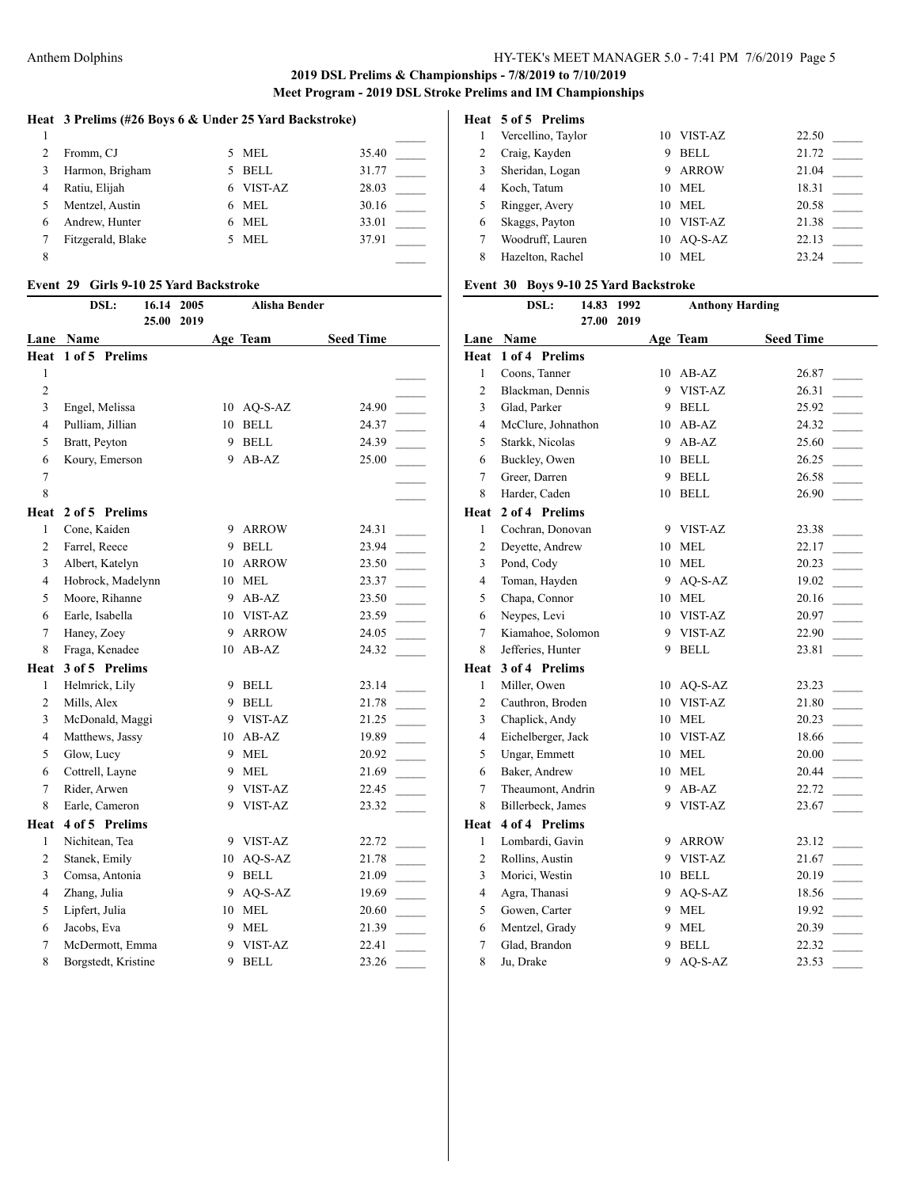## 2019 DSL Prelims & Championships - 7/8/2019 to 7/10/2019

## Meet Program - 2019 DSL Stroke Prelims and IM Championships

### Heat 3 Prelims (#26 Boys 6 & Under 25 Yard Backstroke)

| Lane | Name | Age | Team | Seed Time |
|---|---|---|---|---|
| 1 | | | | |
| 2 | Fromm, CJ | 5 | MEL | 35.40 |
| 3 | Harmon, Brigham | 5 | BELL | 31.77 |
| 4 | Ratiu, Elijah | 6 | VIST-AZ | 28.03 |
| 5 | Mentzel, Austin | 6 | MEL | 30.16 |
| 6 | Andrew, Hunter | 6 | MEL | 33.01 |
| 7 | Fitzgerald, Blake | 5 | MEL | 37.91 |
| 8 | | | | |

### Event 29 Girls 9-10 25 Yard Backstroke

DSL: 16.14 2005 Alisha Bender
25.00 2019

| Lane | Name | Age | Team | Seed Time |
|---|---|---|---|---|
| **Heat 1 of 5 Prelims** | | | | |
| 1 | | | | |
| 2 | | | | |
| 3 | Engel, Melissa | 10 | AQ-S-AZ | 24.90 |
| 4 | Pulliam, Jillian | 10 | BELL | 24.37 |
| 5 | Bratt, Peyton | 9 | BELL | 24.39 |
| 6 | Koury, Emerson | 9 | AB-AZ | 25.00 |
| 7 | | | | |
| 8 | | | | |
| **Heat 2 of 5 Prelims** | | | | |
| 1 | Cone, Kaiden | 9 | ARROW | 24.31 |
| 2 | Farrel, Reece | 9 | BELL | 23.94 |
| 3 | Albert, Katelyn | 10 | ARROW | 23.50 |
| 4 | Hobrock, Madelynn | 10 | MEL | 23.37 |
| 5 | Moore, Rihanne | 9 | AB-AZ | 23.50 |
| 6 | Earle, Isabella | 10 | VIST-AZ | 23.59 |
| 7 | Haney, Zoey | 9 | ARROW | 24.05 |
| 8 | Fraga, Kenadee | 10 | AB-AZ | 24.32 |
| **Heat 3 of 5 Prelims** | | | | |
| 1 | Helmrick, Lily | 9 | BELL | 23.14 |
| 2 | Mills, Alex | 9 | BELL | 21.78 |
| 3 | McDonald, Maggi | 9 | VIST-AZ | 21.25 |
| 4 | Matthews, Jassy | 10 | AB-AZ | 19.89 |
| 5 | Glow, Lucy | 9 | MEL | 20.92 |
| 6 | Cottrell, Layne | 9 | MEL | 21.69 |
| 7 | Rider, Arwen | 9 | VIST-AZ | 22.45 |
| 8 | Earle, Cameron | 9 | VIST-AZ | 23.32 |
| **Heat 4 of 5 Prelims** | | | | |
| 1 | Nichitean, Tea | 9 | VIST-AZ | 22.72 |
| 2 | Stanek, Emily | 10 | AQ-S-AZ | 21.78 |
| 3 | Comsa, Antonia | 9 | BELL | 21.09 |
| 4 | Zhang, Julia | 9 | AQ-S-AZ | 19.69 |
| 5 | Lipfert, Julia | 10 | MEL | 20.60 |
| 6 | Jacobs, Eva | 9 | MEL | 21.39 |
| 7 | McDermott, Emma | 9 | VIST-AZ | 22.41 |
| 8 | Borgstedt, Kristine | 9 | BELL | 23.26 |
| **Heat 5 of 5 Prelims** | | | | |
| 1 | Vercellino, Taylor | 10 | VIST-AZ | 22.50 |
| 2 | Craig, Kayden | 9 | BELL | 21.72 |
| 3 | Sheridan, Logan | 9 | ARROW | 21.04 |
| 4 | Koch, Tatum | 10 | MEL | 18.31 |
| 5 | Ringger, Avery | 10 | MEL | 20.58 |
| 6 | Skaggs, Payton | 10 | VIST-AZ | 21.38 |
| 7 | Woodruff, Lauren | 10 | AQ-S-AZ | 22.13 |
| 8 | Hazelton, Rachel | 10 | MEL | 23.24 |

### Event 30 Boys 9-10 25 Yard Backstroke

DSL: 14.83 1992 Anthony Harding
27.00 2019

| Lane | Name | Age | Team | Seed Time |
|---|---|---|---|---|
| **Heat 1 of 4 Prelims** | | | | |
| 1 | Coons, Tanner | 10 | AB-AZ | 26.87 |
| 2 | Blackman, Dennis | 9 | VIST-AZ | 26.31 |
| 3 | Glad, Parker | 9 | BELL | 25.92 |
| 4 | McClure, Johnathon | 10 | AB-AZ | 24.32 |
| 5 | Starkk, Nicolas | 9 | AB-AZ | 25.60 |
| 6 | Buckley, Owen | 10 | BELL | 26.25 |
| 7 | Greer, Darren | 9 | BELL | 26.58 |
| 8 | Harder, Caden | 10 | BELL | 26.90 |
| **Heat 2 of 4 Prelims** | | | | |
| 1 | Cochran, Donovan | 9 | VIST-AZ | 23.38 |
| 2 | Deyette, Andrew | 10 | MEL | 22.17 |
| 3 | Pond, Cody | 10 | MEL | 20.23 |
| 4 | Toman, Hayden | 9 | AQ-S-AZ | 19.02 |
| 5 | Chapa, Connor | 10 | MEL | 20.16 |
| 6 | Neypes, Levi | 10 | VIST-AZ | 20.97 |
| 7 | Kiamahoe, Solomon | 9 | VIST-AZ | 22.90 |
| 8 | Jefferies, Hunter | 9 | BELL | 23.81 |
| **Heat 3 of 4 Prelims** | | | | |
| 1 | Miller, Owen | 10 | AQ-S-AZ | 23.23 |
| 2 | Cauthron, Broden | 10 | VIST-AZ | 21.80 |
| 3 | Chaplick, Andy | 10 | MEL | 20.23 |
| 4 | Eichelberger, Jack | 10 | VIST-AZ | 18.66 |
| 5 | Ungar, Emmett | 10 | MEL | 20.00 |
| 6 | Baker, Andrew | 10 | MEL | 20.44 |
| 7 | Theaumont, Andrin | 9 | AB-AZ | 22.72 |
| 8 | Billerbeck, James | 9 | VIST-AZ | 23.67 |
| **Heat 4 of 4 Prelims** | | | | |
| 1 | Lombardi, Gavin | 9 | ARROW | 23.12 |
| 2 | Rollins, Austin | 9 | VIST-AZ | 21.67 |
| 3 | Morici, Westin | 10 | BELL | 20.19 |
| 4 | Agra, Thanasi | 9 | AQ-S-AZ | 18.56 |
| 5 | Gowen, Carter | 9 | MEL | 19.92 |
| 6 | Mentzel, Grady | 9 | MEL | 20.39 |
| 7 | Glad, Brandon | 9 | BELL | 22.32 |
| 8 | Ju, Drake | 9 | AQ-S-AZ | 23.53 |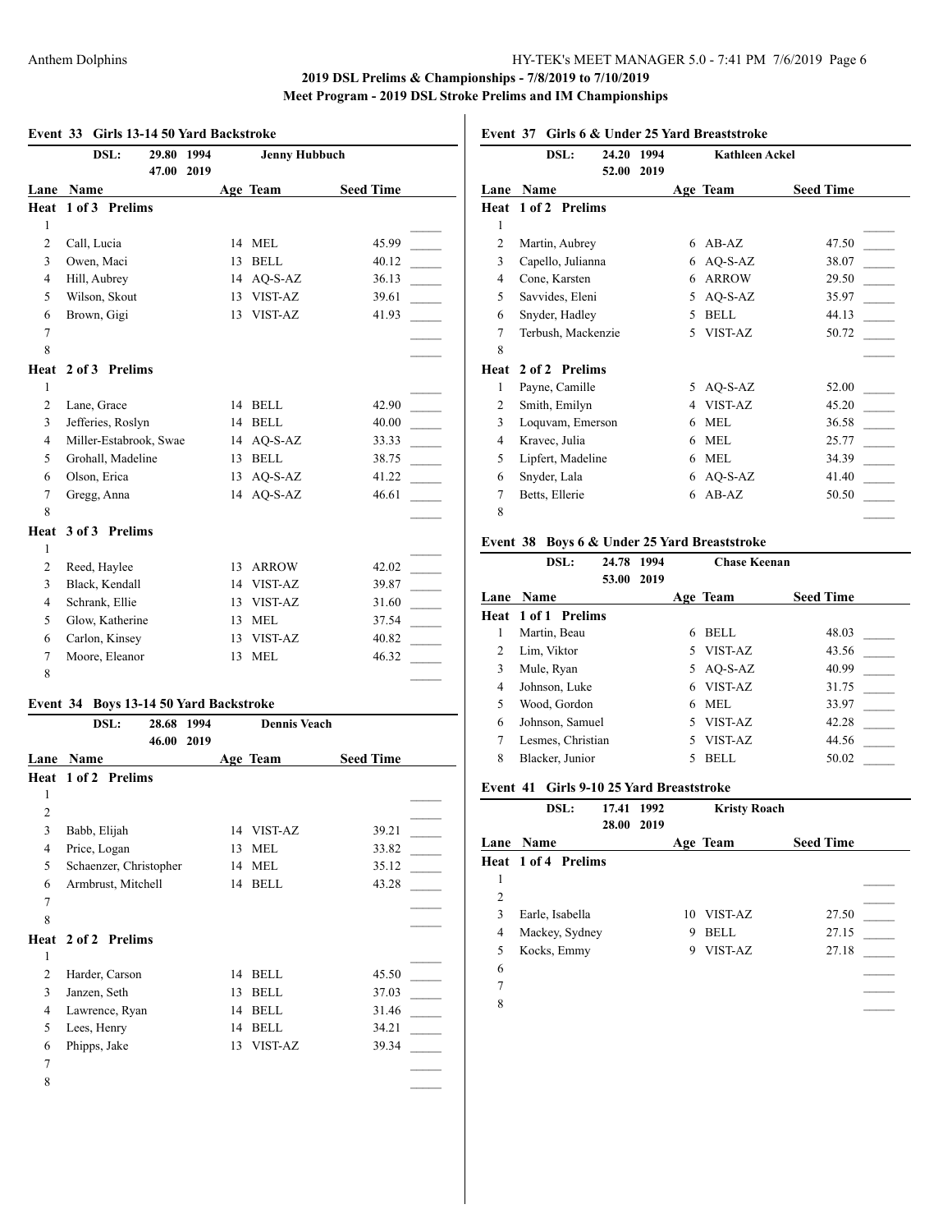## 2019 DSL Prelims & Championships - 7/8/2019 to 7/10/2019

### Meet Program - 2019 DSL Stroke Prelims and IM Championships

#### Event 33 Girls 13-14 50 Yard Backstroke

DSL: 29.80 1994 Jenny Hubbuch
47.00 2019

| Lane | Name | Age | Team | Seed Time |
|---|---|---|---|---|
| **Heat 1 of 3 Prelims** | | | | |
| 1 | | | | |
| 2 | Call, Lucia | 14 | MEL | 45.99 |
| 3 | Owen, Maci | 13 | BELL | 40.12 |
| 4 | Hill, Aubrey | 14 | AQ-S-AZ | 36.13 |
| 5 | Wilson, Skout | 13 | VIST-AZ | 39.61 |
| 6 | Brown, Gigi | 13 | VIST-AZ | 41.93 |
| 7 | | | | |
| 8 | | | | |
| **Heat 2 of 3 Prelims** | | | | |
| 1 | | | | |
| 2 | Lane, Grace | 14 | BELL | 42.90 |
| 3 | Jefferies, Roslyn | 14 | BELL | 40.00 |
| 4 | Miller-Estabrook, Swae | 14 | AQ-S-AZ | 33.33 |
| 5 | Grohall, Madeline | 13 | BELL | 38.75 |
| 6 | Olson, Erica | 13 | AQ-S-AZ | 41.22 |
| 7 | Gregg, Anna | 14 | AQ-S-AZ | 46.61 |
| 8 | | | | |
| **Heat 3 of 3 Prelims** | | | | |
| 1 | | | | |
| 2 | Reed, Haylee | 13 | ARROW | 42.02 |
| 3 | Black, Kendall | 14 | VIST-AZ | 39.87 |
| 4 | Schrank, Ellie | 13 | VIST-AZ | 31.60 |
| 5 | Glow, Katherine | 13 | MEL | 37.54 |
| 6 | Carlon, Kinsey | 13 | VIST-AZ | 40.82 |
| 7 | Moore, Eleanor | 13 | MEL | 46.32 |
| 8 | | | | |

#### Event 34 Boys 13-14 50 Yard Backstroke

DSL: 28.68 1994 Dennis Veach
46.00 2019

| Lane | Name | Age | Team | Seed Time |
|---|---|---|---|---|
| **Heat 1 of 2 Prelims** | | | | |
| 1 | | | | |
| 2 | | | | |
| 3 | Babb, Elijah | 14 | VIST-AZ | 39.21 |
| 4 | Price, Logan | 13 | MEL | 33.82 |
| 5 | Schaenzer, Christopher | 14 | MEL | 35.12 |
| 6 | Armbrust, Mitchell | 14 | BELL | 43.28 |
| 7 | | | | |
| 8 | | | | |
| **Heat 2 of 2 Prelims** | | | | |
| 1 | | | | |
| 2 | Harder, Carson | 14 | BELL | 45.50 |
| 3 | Janzen, Seth | 13 | BELL | 37.03 |
| 4 | Lawrence, Ryan | 14 | BELL | 31.46 |
| 5 | Lees, Henry | 14 | BELL | 34.21 |
| 6 | Phipps, Jake | 13 | VIST-AZ | 39.34 |
| 7 | | | | |
| 8 | | | | |

#### Event 37 Girls 6 & Under 25 Yard Breaststroke

DSL: 24.20 1994 Kathleen Ackel
52.00 2019

| Lane | Name | Age | Team | Seed Time |
|---|---|---|---|---|
| **Heat 1 of 2 Prelims** | | | | |
| 1 | | | | |
| 2 | Martin, Aubrey | 6 | AB-AZ | 47.50 |
| 3 | Capello, Julianna | 6 | AQ-S-AZ | 38.07 |
| 4 | Cone, Karsten | 6 | ARROW | 29.50 |
| 5 | Savvides, Eleni | 5 | AQ-S-AZ | 35.97 |
| 6 | Snyder, Hadley | 5 | BELL | 44.13 |
| 7 | Terbush, Mackenzie | 5 | VIST-AZ | 50.72 |
| 8 | | | | |
| **Heat 2 of 2 Prelims** | | | | |
| 1 | Payne, Camille | 5 | AQ-S-AZ | 52.00 |
| 2 | Smith, Emilyn | 4 | VIST-AZ | 45.20 |
| 3 | Loquvam, Emerson | 6 | MEL | 36.58 |
| 4 | Kravec, Julia | 6 | MEL | 25.77 |
| 5 | Lipfert, Madeline | 6 | MEL | 34.39 |
| 6 | Snyder, Lala | 6 | AQ-S-AZ | 41.40 |
| 7 | Betts, Ellerie | 6 | AB-AZ | 50.50 |
| 8 | | | | |

#### Event 38 Boys 6 & Under 25 Yard Breaststroke

DSL: 24.78 1994 Chase Keenan
53.00 2019

| Lane | Name | Age | Team | Seed Time |
|---|---|---|---|---|
| **Heat 1 of 1 Prelims** | | | | |
| 1 | Martin, Beau | 6 | BELL | 48.03 |
| 2 | Lim, Viktor | 5 | VIST-AZ | 43.56 |
| 3 | Mule, Ryan | 5 | AQ-S-AZ | 40.99 |
| 4 | Johnson, Luke | 6 | VIST-AZ | 31.75 |
| 5 | Wood, Gordon | 6 | MEL | 33.97 |
| 6 | Johnson, Samuel | 5 | VIST-AZ | 42.28 |
| 7 | Lesmes, Christian | 5 | VIST-AZ | 44.56 |
| 8 | Blacker, Junior | 5 | BELL | 50.02 |

#### Event 41 Girls 9-10 25 Yard Breaststroke

DSL: 17.41 1992 Kristy Roach
28.00 2019

| Lane | Name | Age | Team | Seed Time |
|---|---|---|---|---|
| **Heat 1 of 4 Prelims** | | | | |
| 1 | | | | |
| 2 | | | | |
| 3 | Earle, Isabella | 10 | VIST-AZ | 27.50 |
| 4 | Mackey, Sydney | 9 | BELL | 27.15 |
| 5 | Kocks, Emmy | 9 | VIST-AZ | 27.18 |
| 6 | | | | |
| 7 | | | | |
| 8 | | | | |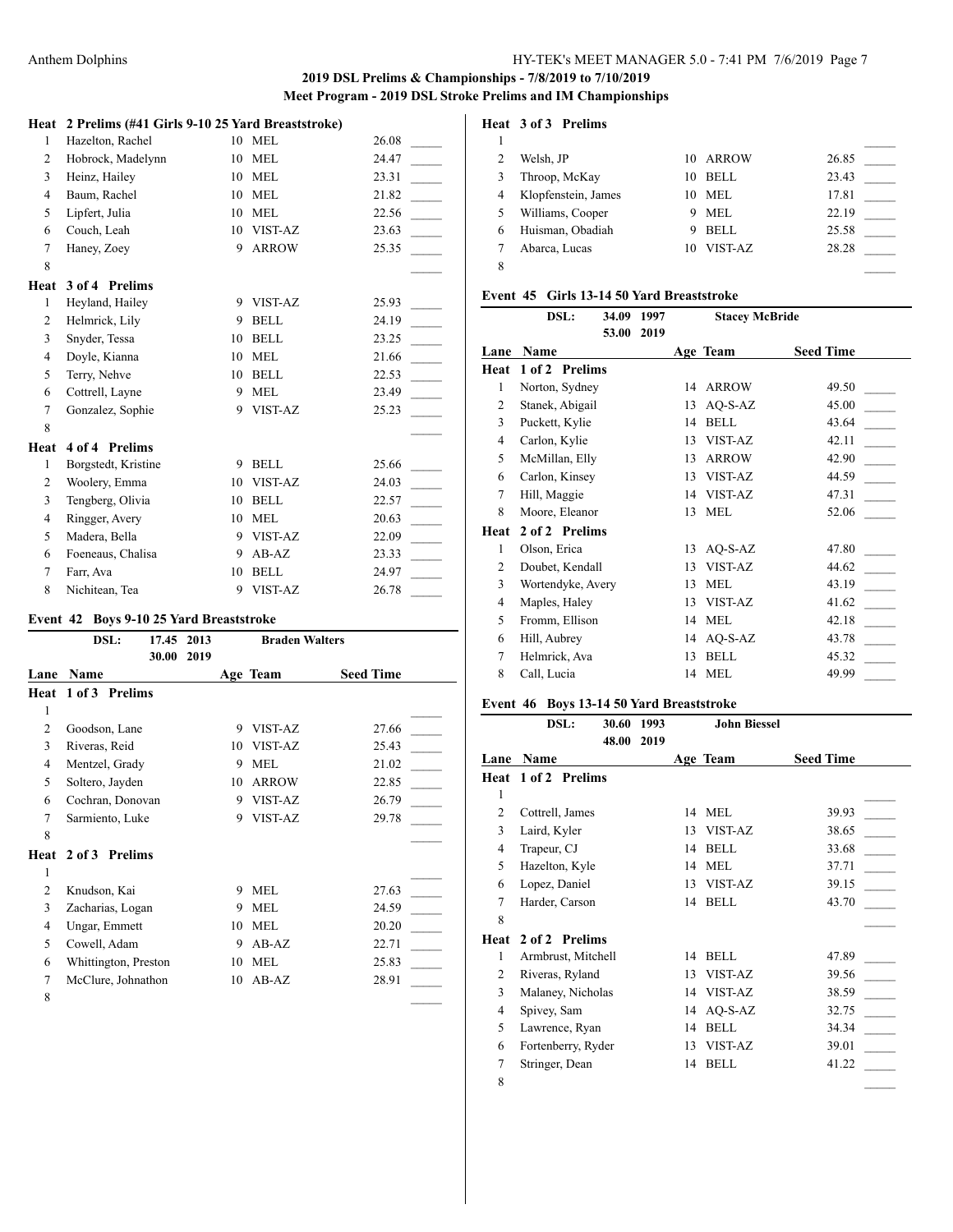## 2019 DSL Prelims & Championships - 7/8/2019 to 7/10/2019
### Meet Program - 2019 DSL Stroke Prelims and IM Championships

**Heat 2 Prelims (#41 Girls 9-10 25 Yard Breaststroke)**

| Lane | Name | Age | Team | Seed Time | |
|---|---|---|---|---|---|
| 1 | Hazelton, Rachel | 10 | MEL | 26.08 | _____ |
| 2 | Hobrock, Madelynn | 10 | MEL | 24.47 | _____ |
| 3 | Heinz, Hailey | 10 | MEL | 23.31 | _____ |
| 4 | Baum, Rachel | 10 | MEL | 21.82 | _____ |
| 5 | Lipfert, Julia | 10 | MEL | 22.56 | _____ |
| 6 | Couch, Leah | 10 | VIST-AZ | 23.63 | _____ |
| 7 | Haney, Zoey | 9 | ARROW | 25.35 | _____ |
| 8 | | | | | _____ |

**Heat 3 of 4 Prelims**

| Lane | Name | Age | Team | Seed Time | |
|---|---|---|---|---|---|
| 1 | Heyland, Hailey | 9 | VIST-AZ | 25.93 | _____ |
| 2 | Helmrick, Lily | 9 | BELL | 24.19 | _____ |
| 3 | Snyder, Tessa | 10 | BELL | 23.25 | _____ |
| 4 | Doyle, Kianna | 10 | MEL | 21.66 | _____ |
| 5 | Terry, Nehve | 10 | BELL | 22.53 | _____ |
| 6 | Cottrell, Layne | 9 | MEL | 23.49 | _____ |
| 7 | Gonzalez, Sophie | 9 | VIST-AZ | 25.23 | _____ |
| 8 | | | | | _____ |

**Heat 4 of 4 Prelims**

| Lane | Name | Age | Team | Seed Time | |
|---|---|---|---|---|---|
| 1 | Borgstedt, Kristine | 9 | BELL | 25.66 | _____ |
| 2 | Woolery, Emma | 10 | VIST-AZ | 24.03 | _____ |
| 3 | Tengberg, Olivia | 10 | BELL | 22.57 | _____ |
| 4 | Ringger, Avery | 10 | MEL | 20.63 | _____ |
| 5 | Madera, Bella | 9 | VIST-AZ | 22.09 | _____ |
| 6 | Foeneaus, Chalisa | 9 | AB-AZ | 23.33 | _____ |
| 7 | Farr, Ava | 10 | BELL | 24.97 | _____ |
| 8 | Nichitean, Tea | 9 | VIST-AZ | 26.78 | _____ |

### Event 42 Boys 9-10 25 Yard Breaststroke

DSL: 17.45 2013 Braden Walters
30.00 2019

**Heat 1 of 3 Prelims**

| Lane | Name | Age | Team | Seed Time | |
|---|---|---|---|---|---|
| 1 | | | | | _____ |
| 2 | Goodson, Lane | 9 | VIST-AZ | 27.66 | _____ |
| 3 | Riveras, Reid | 10 | VIST-AZ | 25.43 | _____ |
| 4 | Mentzel, Grady | 9 | MEL | 21.02 | _____ |
| 5 | Soltero, Jayden | 10 | ARROW | 22.85 | _____ |
| 6 | Cochran, Donovan | 9 | VIST-AZ | 26.79 | _____ |
| 7 | Sarmiento, Luke | 9 | VIST-AZ | 29.78 | _____ |
| 8 | | | | | _____ |

**Heat 2 of 3 Prelims**

| Lane | Name | Age | Team | Seed Time | |
|---|---|---|---|---|---|
| 1 | | | | | _____ |
| 2 | Knudson, Kai | 9 | MEL | 27.63 | _____ |
| 3 | Zacharias, Logan | 9 | MEL | 24.59 | _____ |
| 4 | Ungar, Emmett | 10 | MEL | 20.20 | _____ |
| 5 | Cowell, Adam | 9 | AB-AZ | 22.71 | _____ |
| 6 | Whittington, Preston | 10 | MEL | 25.83 | _____ |
| 7 | McClure, Johnathon | 10 | AB-AZ | 28.91 | _____ |
| 8 | | | | | _____ |

**Heat 3 of 3 Prelims**

| Lane | Name | Age | Team | Seed Time | |
|---|---|---|---|---|---|
| 1 | | | | | _____ |
| 2 | Welsh, JP | 10 | ARROW | 26.85 | _____ |
| 3 | Throop, McKay | 10 | BELL | 23.43 | _____ |
| 4 | Klopfenstein, James | 10 | MEL | 17.81 | _____ |
| 5 | Williams, Cooper | 9 | MEL | 22.19 | _____ |
| 6 | Huisman, Obadiah | 9 | BELL | 25.58 | _____ |
| 7 | Abarca, Lucas | 10 | VIST-AZ | 28.28 | _____ |
| 8 | | | | | _____ |

### Event 45 Girls 13-14 50 Yard Breaststroke

DSL: 34.09 1997 Stacey McBride
53.00 2019

**Heat 1 of 2 Prelims**

| Lane | Name | Age | Team | Seed Time | |
|---|---|---|---|---|---|
| 1 | Norton, Sydney | 14 | ARROW | 49.50 | _____ |
| 2 | Stanek, Abigail | 13 | AQ-S-AZ | 45.00 | _____ |
| 3 | Puckett, Kylie | 14 | BELL | 43.64 | _____ |
| 4 | Carlon, Kylie | 13 | VIST-AZ | 42.11 | _____ |
| 5 | McMillan, Elly | 13 | ARROW | 42.90 | _____ |
| 6 | Carlon, Kinsey | 13 | VIST-AZ | 44.59 | _____ |
| 7 | Hill, Maggie | 14 | VIST-AZ | 47.31 | _____ |
| 8 | Moore, Eleanor | 13 | MEL | 52.06 | _____ |

**Heat 2 of 2 Prelims**

| Lane | Name | Age | Team | Seed Time | |
|---|---|---|---|---|---|
| 1 | Olson, Erica | 13 | AQ-S-AZ | 47.80 | _____ |
| 2 | Doubet, Kendall | 13 | VIST-AZ | 44.62 | _____ |
| 3 | Wortendyke, Avery | 13 | MEL | 43.19 | _____ |
| 4 | Maples, Haley | 13 | VIST-AZ | 41.62 | _____ |
| 5 | Fromm, Ellison | 14 | MEL | 42.18 | _____ |
| 6 | Hill, Aubrey | 14 | AQ-S-AZ | 43.78 | _____ |
| 7 | Helmrick, Ava | 13 | BELL | 45.32 | _____ |
| 8 | Call, Lucia | 14 | MEL | 49.99 | _____ |

### Event 46 Boys 13-14 50 Yard Breaststroke

DSL: 30.60 1993 John Biessel
48.00 2019

**Heat 1 of 2 Prelims**

| Lane | Name | Age | Team | Seed Time | |
|---|---|---|---|---|---|
| 1 | | | | | _____ |
| 2 | Cottrell, James | 14 | MEL | 39.93 | _____ |
| 3 | Laird, Kyler | 13 | VIST-AZ | 38.65 | _____ |
| 4 | Trapeur, CJ | 14 | BELL | 33.68 | _____ |
| 5 | Hazelton, Kyle | 14 | MEL | 37.71 | _____ |
| 6 | Lopez, Daniel | 13 | VIST-AZ | 39.15 | _____ |
| 7 | Harder, Carson | 14 | BELL | 43.70 | _____ |
| 8 | | | | | _____ |

**Heat 2 of 2 Prelims**

| Lane | Name | Age | Team | Seed Time | |
|---|---|---|---|---|---|
| 1 | Armbrust, Mitchell | 14 | BELL | 47.89 | _____ |
| 2 | Riveras, Ryland | 13 | VIST-AZ | 39.56 | _____ |
| 3 | Malaney, Nicholas | 14 | VIST-AZ | 38.59 | _____ |
| 4 | Spivey, Sam | 14 | AQ-S-AZ | 32.75 | _____ |
| 5 | Lawrence, Ryan | 14 | BELL | 34.34 | _____ |
| 6 | Fortenberry, Ryder | 13 | VIST-AZ | 39.01 | _____ |
| 7 | Stringer, Dean | 14 | BELL | 41.22 | _____ |
| 8 | | | | | _____ |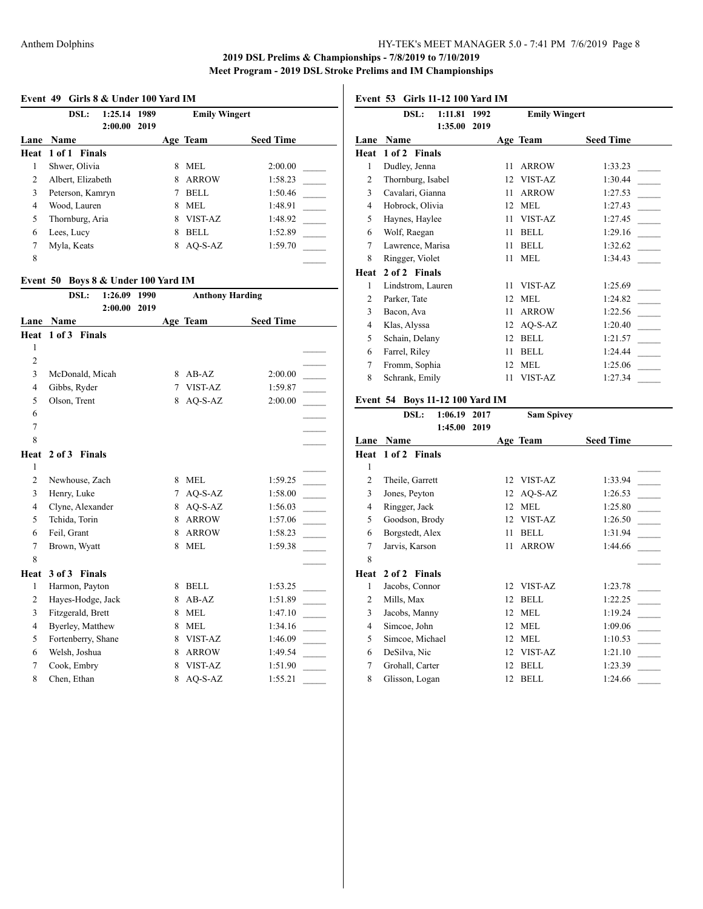### 2019 DSL Prelims & Championships - 7/8/2019 to 7/10/2019
### Meet Program - 2019 DSL Stroke Prelims and IM Championships

#### Event 49 Girls 8 & Under 100 Yard IM

DSL: 1:25.14 1989 Emily Wingert
2:00.00 2019

| Lane | Name | Age | Team | Seed Time | |
|---|---|---|---|---|---|
| **Heat 1 of 1 Finals** | | | | | |
| 1 | Shwer, Olivia | 8 | MEL | 2:00.00 | _____ |
| 2 | Albert, Elizabeth | 8 | ARROW | 1:58.23 | _____ |
| 3 | Peterson, Kamryn | 7 | BELL | 1:50.46 | _____ |
| 4 | Wood, Lauren | 8 | MEL | 1:48.91 | _____ |
| 5 | Thornburg, Aria | 8 | VIST-AZ | 1:48.92 | _____ |
| 6 | Lees, Lucy | 8 | BELL | 1:52.89 | _____ |
| 7 | Myla, Keats | 8 | AQ-S-AZ | 1:59.70 | _____ |
| 8 | | | | | _____ |

#### Event 50 Boys 8 & Under 100 Yard IM

DSL: 1:26.09 1990 Anthony Harding
2:00.00 2019

| Lane | Name | Age | Team | Seed Time | |
|---|---|---|---|---|---|
| **Heat 1 of 3 Finals** | | | | | |
| 1 | | | | | _____ |
| 2 | | | | | _____ |
| 3 | McDonald, Micah | 8 | AB-AZ | 2:00.00 | _____ |
| 4 | Gibbs, Ryder | 7 | VIST-AZ | 1:59.87 | _____ |
| 5 | Olson, Trent | 8 | AQ-S-AZ | 2:00.00 | _____ |
| 6 | | | | | _____ |
| 7 | | | | | _____ |
| 8 | | | | | _____ |
| **Heat 2 of 3 Finals** | | | | | |
| 1 | | | | | _____ |
| 2 | Newhouse, Zach | 8 | MEL | 1:59.25 | _____ |
| 3 | Henry, Luke | 7 | AQ-S-AZ | 1:58.00 | _____ |
| 4 | Clyne, Alexander | 8 | AQ-S-AZ | 1:56.03 | _____ |
| 5 | Tchida, Torin | 8 | ARROW | 1:57.06 | _____ |
| 6 | Feil, Grant | 8 | ARROW | 1:58.23 | _____ |
| 7 | Brown, Wyatt | 8 | MEL | 1:59.38 | _____ |
| 8 | | | | | _____ |
| **Heat 3 of 3 Finals** | | | | | |
| 1 | Harmon, Payton | 8 | BELL | 1:53.25 | _____ |
| 2 | Hayes-Hodge, Jack | 8 | AB-AZ | 1:51.89 | _____ |
| 3 | Fitzgerald, Brett | 8 | MEL | 1:47.10 | _____ |
| 4 | Byerley, Matthew | 8 | MEL | 1:34.16 | _____ |
| 5 | Fortenberry, Shane | 8 | VIST-AZ | 1:46.09 | _____ |
| 6 | Welsh, Joshua | 8 | ARROW | 1:49.54 | _____ |
| 7 | Cook, Embry | 8 | VIST-AZ | 1:51.90 | _____ |
| 8 | Chen, Ethan | 8 | AQ-S-AZ | 1:55.21 | _____ |

#### Event 53 Girls 11-12 100 Yard IM

DSL: 1:11.81 1992 Emily Wingert
1:35.00 2019

| Lane | Name | Age | Team | Seed Time | |
|---|---|---|---|---|---|
| **Heat 1 of 2 Finals** | | | | | |
| 1 | Dudley, Jenna | 11 | ARROW | 1:33.23 | _____ |
| 2 | Thornburg, Isabel | 12 | VIST-AZ | 1:30.44 | _____ |
| 3 | Cavalari, Gianna | 11 | ARROW | 1:27.53 | _____ |
| 4 | Hobrock, Olivia | 12 | MEL | 1:27.43 | _____ |
| 5 | Haynes, Haylee | 11 | VIST-AZ | 1:27.45 | _____ |
| 6 | Wolf, Raegan | 11 | BELL | 1:29.16 | _____ |
| 7 | Lawrence, Marisa | 11 | BELL | 1:32.62 | _____ |
| 8 | Ringger, Violet | 11 | MEL | 1:34.43 | _____ |
| **Heat 2 of 2 Finals** | | | | | |
| 1 | Lindstrom, Lauren | 11 | VIST-AZ | 1:25.69 | _____ |
| 2 | Parker, Tate | 12 | MEL | 1:24.82 | _____ |
| 3 | Bacon, Ava | 11 | ARROW | 1:22.56 | _____ |
| 4 | Klas, Alyssa | 12 | AQ-S-AZ | 1:20.40 | _____ |
| 5 | Schain, Delany | 12 | BELL | 1:21.57 | _____ |
| 6 | Farrel, Riley | 11 | BELL | 1:24.44 | _____ |
| 7 | Fromm, Sophia | 12 | MEL | 1:25.06 | _____ |
| 8 | Schrank, Emily | 11 | VIST-AZ | 1:27.34 | _____ |

#### Event 54 Boys 11-12 100 Yard IM

DSL: 1:06.19 2017 Sam Spivey
1:45.00 2019

| Lane | Name | Age | Team | Seed Time | |
|---|---|---|---|---|---|
| **Heat 1 of 2 Finals** | | | | | |
| 1 | | | | | _____ |
| 2 | Theile, Garrett | 12 | VIST-AZ | 1:33.94 | _____ |
| 3 | Jones, Peyton | 12 | AQ-S-AZ | 1:26.53 | _____ |
| 4 | Ringger, Jack | 12 | MEL | 1:25.80 | _____ |
| 5 | Goodson, Brody | 12 | VIST-AZ | 1:26.50 | _____ |
| 6 | Borgstedt, Alex | 11 | BELL | 1:31.94 | _____ |
| 7 | Jarvis, Karson | 11 | ARROW | 1:44.66 | _____ |
| 8 | | | | | _____ |
| **Heat 2 of 2 Finals** | | | | | |
| 1 | Jacobs, Connor | 12 | VIST-AZ | 1:23.78 | _____ |
| 2 | Mills, Max | 12 | BELL | 1:22.25 | _____ |
| 3 | Jacobs, Manny | 12 | MEL | 1:19.24 | _____ |
| 4 | Simcoe, John | 12 | MEL | 1:09.06 | _____ |
| 5 | Simcoe, Michael | 12 | MEL | 1:10.53 | _____ |
| 6 | DeSilva, Nic | 12 | VIST-AZ | 1:21.10 | _____ |
| 7 | Grohall, Carter | 12 | BELL | 1:23.39 | _____ |
| 8 | Glisson, Logan | 12 | BELL | 1:24.66 | _____ |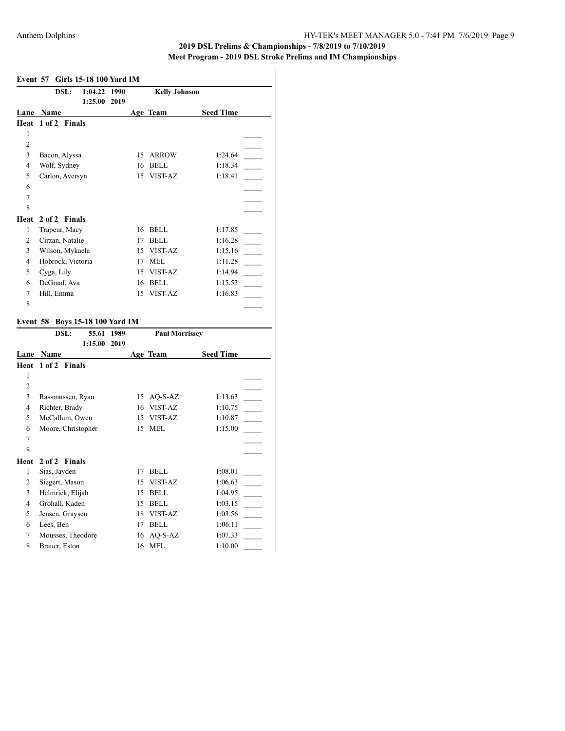## 2019 DSL Prelims & Championships - 7/8/2019 to 7/10/2019

## Meet Program - 2019 DSL Stroke Prelims and IM Championships

### Event 57 Girls 15-18 100 Yard IM

DSL: 1:04.22 1990 Kelly Johnson
1:25.00 2019

| Lane | Name | Age | Team | Seed Time | |
|---|---|---|---|---|---|
| **Heat 1 of 2 Finals** | | | | | |
| 1 | | | | | _____ |
| 2 | | | | | _____ |
| 3 | Bacon, Alyssa | 15 | ARROW | 1:24.64 | _____ |
| 4 | Wolf, Sydney | 16 | BELL | 1:18.34 | _____ |
| 5 | Carlon, Aversyn | 15 | VIST-AZ | 1:18.41 | _____ |
| 6 | | | | | _____ |
| 7 | | | | | _____ |
| 8 | | | | | _____ |
| **Heat 2 of 2 Finals** | | | | | |
| 1 | Trapeur, Macy | 16 | BELL | 1:17.85 | _____ |
| 2 | Cirzan, Natalie | 17 | BELL | 1:16.28 | _____ |
| 3 | Wilson, Mykaela | 15 | VIST-AZ | 1:15.16 | _____ |
| 4 | Hobrock, Victoria | 17 | MEL | 1:11.28 | _____ |
| 5 | Cyga, Lily | 15 | VIST-AZ | 1:14.94 | _____ |
| 6 | DeGraaf, Ava | 16 | BELL | 1:15.53 | _____ |
| 7 | Hill, Emma | 15 | VIST-AZ | 1:16.83 | _____ |
| 8 | | | | | _____ |

### Event 58 Boys 15-18 100 Yard IM

DSL: 55.61 1989 Paul Morrissey
1:15.00 2019

| Lane | Name | Age | Team | Seed Time | |
|---|---|---|---|---|---|
| **Heat 1 of 2 Finals** | | | | | |
| 1 | | | | | _____ |
| 2 | | | | | _____ |
| 3 | Rassmussen, Ryan | 15 | AQ-S-AZ | 1:13.63 | _____ |
| 4 | Richter, Brady | 16 | VIST-AZ | 1:10.75 | _____ |
| 5 | McCallum, Owen | 15 | VIST-AZ | 1:10.87 | _____ |
| 6 | Moore, Christopher | 15 | MEL | 1:15.00 | _____ |
| 7 | | | | | _____ |
| 8 | | | | | _____ |
| **Heat 2 of 2 Finals** | | | | | |
| 1 | Sias, Jayden | 17 | BELL | 1:08.01 | _____ |
| 2 | Siegert, Mason | 15 | VIST-AZ | 1:06.63 | _____ |
| 3 | Helmrick, Elijah | 15 | BELL | 1:04.95 | _____ |
| 4 | Grohall, Kaden | 15 | BELL | 1:03.15 | _____ |
| 5 | Jensen, Graysen | 18 | VIST-AZ | 1:03.56 | _____ |
| 6 | Lees, Ben | 17 | BELL | 1:06.11 | _____ |
| 7 | Mousses, Theodore | 16 | AQ-S-AZ | 1:07.33 | _____ |
| 8 | Brauer, Eston | 16 | MEL | 1:10.00 | _____ |